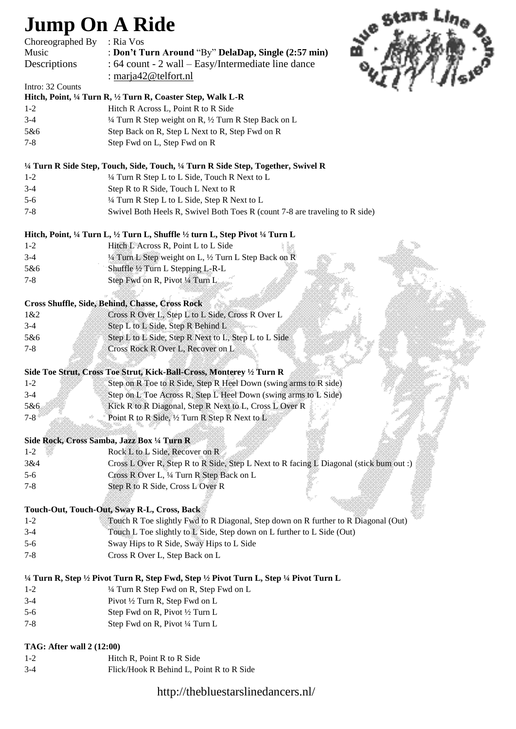# Jump On A Ride

Choreographed By : Ria Vos
Music : **Don't Turn Around** "By" **DelaDap, Single (2:57 min)**
Descriptions : 64 count - 2 wall – Easy/Intermediate line dance
: marja42@telfort.nl

Intro: 32 Counts

**Hitch, Point, ¼ Turn R, ½ Turn R, Coaster Step, Walk L-R**

| | |
|---|---|
| 1-2 | Hitch R Across L, Point R to R Side |
| 3-4 | ¼ Turn R Step weight on R, ½ Turn R Step Back on L |
| 5&6 | Step Back on R, Step L Next to R, Step Fwd on R |
| 7-8 | Step Fwd on L, Step Fwd on R |

**¼ Turn R Side Step, Touch, Side, Touch, ¼ Turn R Side Step, Together, Swivel R**

| | |
|---|---|
| 1-2 | ¼ Turn R Step L to L Side, Touch R Next to L |
| 3-4 | Step R to R Side, Touch L Next to R |
| 5-6 | ¼ Turn R Step L to L Side, Step R Next to L |
| 7-8 | Swivel Both Heels R, Swivel Both Toes R (count 7-8 are traveling to R side) |

**Hitch, Point, ¼ Turn L, ½ Turn L, Shuffle ½ turn L, Step Pivot ¼ Turn L**

| | |
|---|---|
| 1-2 | Hitch L Across R, Point L to L Side |
| 3-4 | ¼ Turn L Step weight on L, ½ Turn L Step Back on R |
| 5&6 | Shuffle ½ Turn L Stepping L-R-L |
| 7-8 | Step Fwd on R, Pivot ¼ Turn L |

**Cross Shuffle, Side, Behind, Chasse, Cross Rock**

| | |
|---|---|
| 1&2 | Cross R Over L, Step L to L Side, Cross R Over L |
| 3-4 | Step L to L Side, Step R Behind L |
| 5&6 | Step L to L Side, Step R Next to L, Step L to L Side |
| 7-8 | Cross Rock R Over L, Recover on L |

**Side Toe Strut, Cross Toe Strut, Kick-Ball-Cross, Monterey ½ Turn R**

| | |
|---|---|
| 1-2 | Step on R Toe to R Side, Step R Heel Down (swing arms to R side) |
| 3-4 | Step on L Toe Across R, Step L Heel Down (swing arms to L Side) |
| 5&6 | Kick R to R Diagonal, Step R Next to L, Cross L Over R |
| 7-8 | Point R to R Side, ½ Turn R Step R Next to L |

**Side Rock, Cross Samba, Jazz Box ¼ Turn R**

| | |
|---|---|
| 1-2 | Rock L to L Side, Recover on R |
| 3&4 | Cross L Over R, Step R to R Side, Step L Next to R facing L Diagonal (stick bum out :) |
| 5-6 | Cross R Over L, ¼ Turn R Step Back on L |
| 7-8 | Step R to R Side, Cross L Over R |

**Touch-Out, Touch-Out, Sway R-L, Cross, Back**

| | |
|---|---|
| 1-2 | Touch R Toe slightly Fwd to R Diagonal, Step down on R further to R Diagonal (Out) |
| 3-4 | Touch L Toe slightly to L Side, Step down on L further to L Side (Out) |
| 5-6 | Sway Hips to R Side, Sway Hips to L Side |
| 7-8 | Cross R Over L, Step Back on L |

**¼ Turn R, Step ½ Pivot Turn R, Step Fwd, Step ½ Pivot Turn L, Step ¼ Pivot Turn L**

| | |
|---|---|
| 1-2 | ¼ Turn R Step Fwd on R, Step Fwd on L |
| 3-4 | Pivot ½ Turn R, Step Fwd on L |
| 5-6 | Step Fwd on R, Pivot ½ Turn L |
| 7-8 | Step Fwd on R, Pivot ¼ Turn L |

**TAG: After wall 2 (12:00)**

| | |
|---|---|
| 1-2 | Hitch R, Point R to R Side |
| 3-4 | Flick/Hook R Behind L, Point R to R Side |

http://thebluestarslinedancers.nl/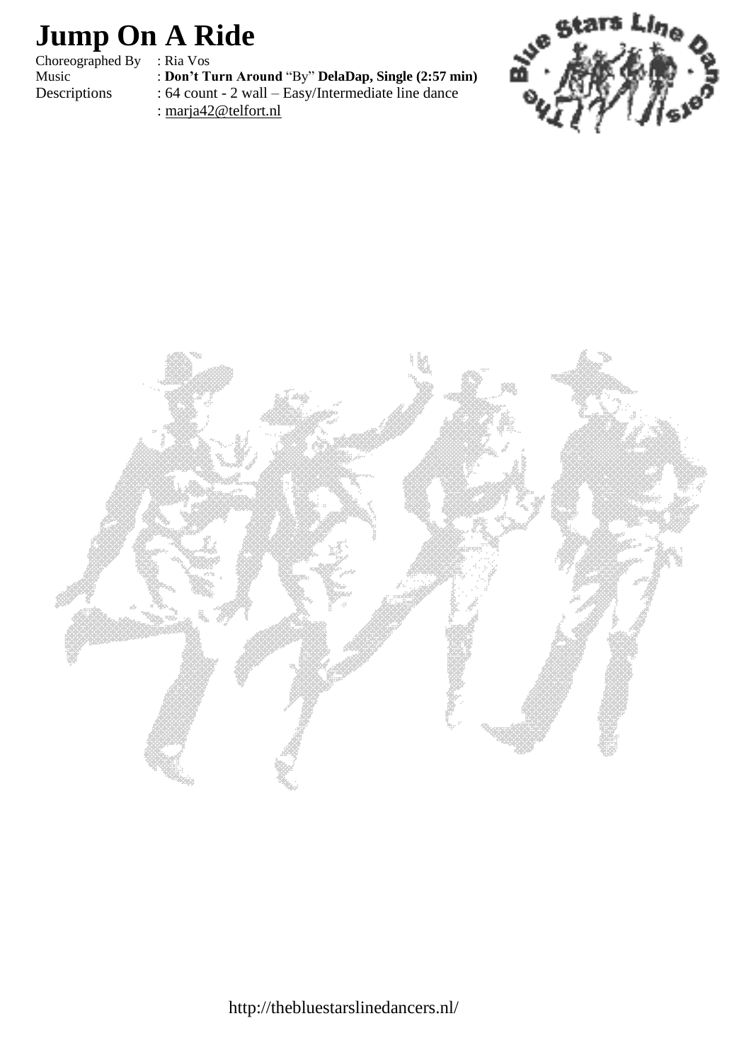# Jump On A Ride

Choreographed By : Ria Vos
Music : **Don't Turn Around** "By" **DelaDap, Single (2:57 min)**
Descriptions : 64 count - 2 wall – Easy/Intermediate line dance
: marja42@telfort.nl

http://thebluestarslinedancers.nl/